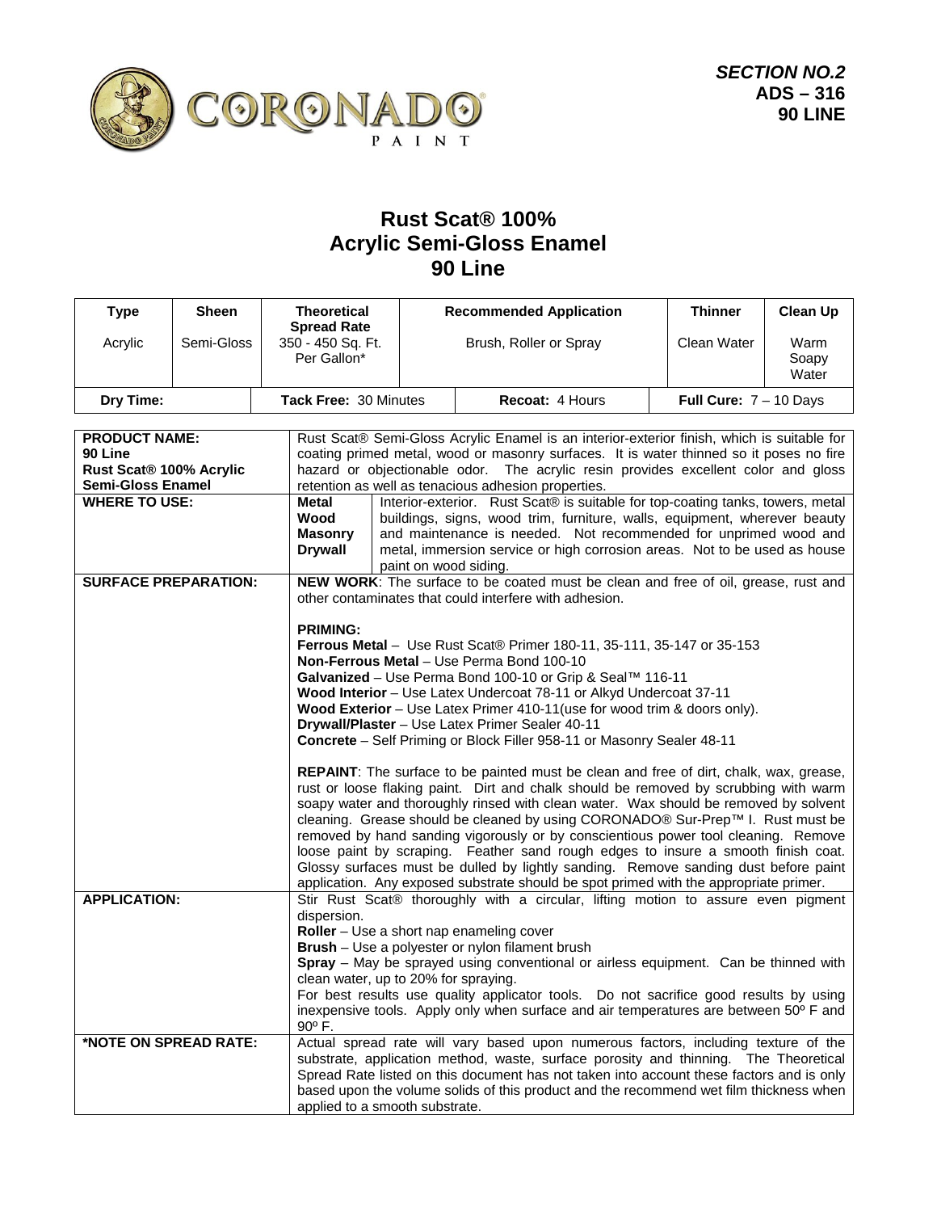**SECTION NO.2**
**ADS – 316**
**90 LINE**

# Rust Scat® 100% Acrylic Semi-Gloss Enamel 90 Line

| Type | Sheen | Theoretical Spread Rate | Recommended Application | Thinner | Clean Up |
|---|---|---|---|---|---|
| Acrylic | Semi-Gloss | 350 - 450 Sq. Ft. Per Gallon* | Brush, Roller or Spray | Clean Water | Warm Soapy Water |
| **Dry Time:** | | **Tack Free:** 30 Minutes | **Recoat:** 4 Hours | **Full Cure:** 7 – 10 Days | |

| | |
|---|---|
| **PRODUCT NAME: 90 Line Rust Scat® 100% Acrylic Semi-Gloss Enamel** | Rust Scat® Semi-Gloss Acrylic Enamel is an interior-exterior finish, which is suitable for coating primed metal, wood or masonry surfaces. It is water thinned so it poses no fire hazard or objectionable odor. The acrylic resin provides excellent color and gloss retention as well as tenacious adhesion properties. |
| **WHERE TO USE:** | **Metal**, **Wood**, **Masonry**, **Drywall** — Interior-exterior. Rust Scat® is suitable for top-coating tanks, towers, metal buildings, signs, wood trim, furniture, walls, equipment, wherever beauty and maintenance is needed. Not recommended for unprimed wood and metal, immersion service or high corrosion areas. Not to be used as house paint on wood siding. |
| **SURFACE PREPARATION:** | **NEW WORK**: The surface to be coated must be clean and free of oil, grease, rust and other contaminates that could interfere with adhesion.<br><br>**PRIMING:**<br>**Ferrous Metal** – Use Rust Scat® Primer 180-11, 35-111, 35-147 or 35-153<br>**Non-Ferrous Metal** – Use Perma Bond 100-10<br>**Galvanized** – Use Perma Bond 100-10 or Grip & Seal™ 116-11<br>**Wood Interior** – Use Latex Undercoat 78-11 or Alkyd Undercoat 37-11<br>**Wood Exterior** – Use Latex Primer 410-11(use for wood trim & doors only).<br>**Drywall/Plaster** – Use Latex Primer Sealer 40-11<br>**Concrete** – Self Priming or Block Filler 958-11 or Masonry Sealer 48-11<br><br>**REPAINT**: The surface to be painted must be clean and free of dirt, chalk, wax, grease, rust or loose flaking paint. Dirt and chalk should be removed by scrubbing with warm soapy water and thoroughly rinsed with clean water. Wax should be removed by solvent cleaning. Grease should be cleaned by using CORONADO® Sur-Prep™ I. Rust must be removed by hand sanding vigorously or by conscientious power tool cleaning. Remove loose paint by scraping. Feather sand rough edges to insure a smooth finish coat. Glossy surfaces must be dulled by lightly sanding. Remove sanding dust before paint application. Any exposed substrate should be spot primed with the appropriate primer. |
| **APPLICATION:** | Stir Rust Scat® thoroughly with a circular, lifting motion to assure even pigment dispersion.<br>**Roller** – Use a short nap enameling cover<br>**Brush** – Use a polyester or nylon filament brush<br>**Spray** – May be sprayed using conventional or airless equipment. Can be thinned with clean water, up to 20% for spraying.<br>For best results use quality applicator tools. Do not sacrifice good results by using inexpensive tools. Apply only when surface and air temperatures are between 50º F and 90º F. |
| ***NOTE ON SPREAD RATE:** | Actual spread rate will vary based upon numerous factors, including texture of the substrate, application method, waste, surface porosity and thinning. The Theoretical Spread Rate listed on this document has not taken into account these factors and is only based upon the volume solids of this product and the recommend wet film thickness when applied to a smooth substrate. |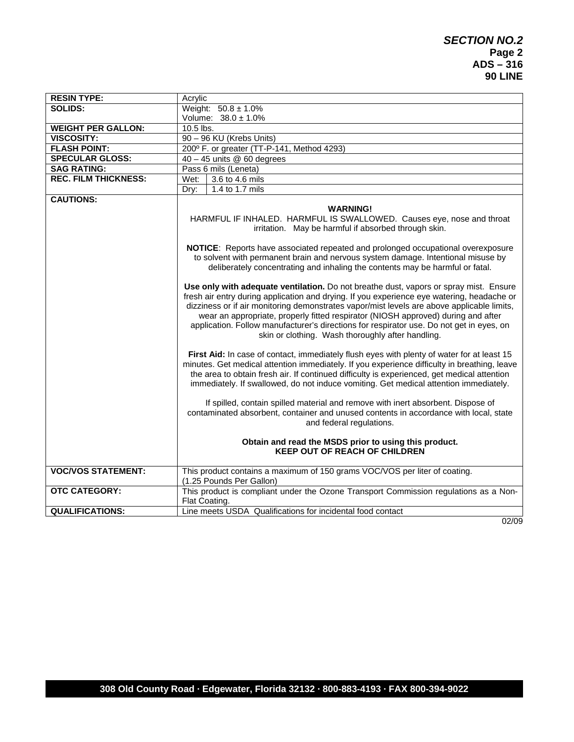| | |
|---|---|
| **RESIN TYPE:** | Acrylic |
| **SOLIDS:** | Weight: 50.8 ± 1.0%<br>Volume: 38.0 ± 1.0% |
| **WEIGHT PER GALLON:** | 10.5 lbs. |
| **VISCOSITY:** | 90 – 96 KU (Krebs Units) |
| **FLASH POINT:** | 200º F. or greater (TT-P-141, Method 4293) |
| **SPECULAR GLOSS:** | 40 – 45 units @ 60 degrees |
| **SAG RATING:** | Pass 6 mils (Leneta) |
| **REC. FILM THICKNESS:** | Wet: 3.6 to 4.6 mils<br>Dry: 1.4 to 1.7 mils |
| **CAUTIONS:** | **WARNING!**<br>HARMFUL IF INHALED. HARMFUL IS SWALLOWED. Causes eye, nose and throat irritation. May be harmful if absorbed through skin.<br><br>**NOTICE**: Reports have associated repeated and prolonged occupational overexposure to solvent with permanent brain and nervous system damage. Intentional misuse by deliberately concentrating and inhaling the contents may be harmful or fatal.<br><br>**Use only with adequate ventilation.** Do not breathe dust, vapors or spray mist. Ensure fresh air entry during application and drying. If you experience eye watering, headache or dizziness or if air monitoring demonstrates vapor/mist levels are above applicable limits, wear an appropriate, properly fitted respirator (NIOSH approved) during and after application. Follow manufacturer's directions for respirator use. Do not get in eyes, on skin or clothing. Wash thoroughly after handling.<br><br>**First Aid:** In case of contact, immediately flush eyes with plenty of water for at least 15 minutes. Get medical attention immediately. If you experience difficulty in breathing, leave the area to obtain fresh air. If continued difficulty is experienced, get medical attention immediately. If swallowed, do not induce vomiting. Get medical attention immediately.<br><br>If spilled, contain spilled material and remove with inert absorbent. Dispose of contaminated absorbent, container and unused contents in accordance with local, state and federal regulations.<br><br>**Obtain and read the MSDS prior to using this product.**<br>**KEEP OUT OF REACH OF CHILDREN** |
| **VOC/VOS STATEMENT:** | This product contains a maximum of 150 grams VOC/VOS per liter of coating. (1.25 Pounds Per Gallon) |
| **OTC CATEGORY:** | This product is compliant under the Ozone Transport Commission regulations as a Non-Flat Coating. |
| **QUALIFICATIONS:** | Line meets USDA Qualifications for incidental food contact |

02/09